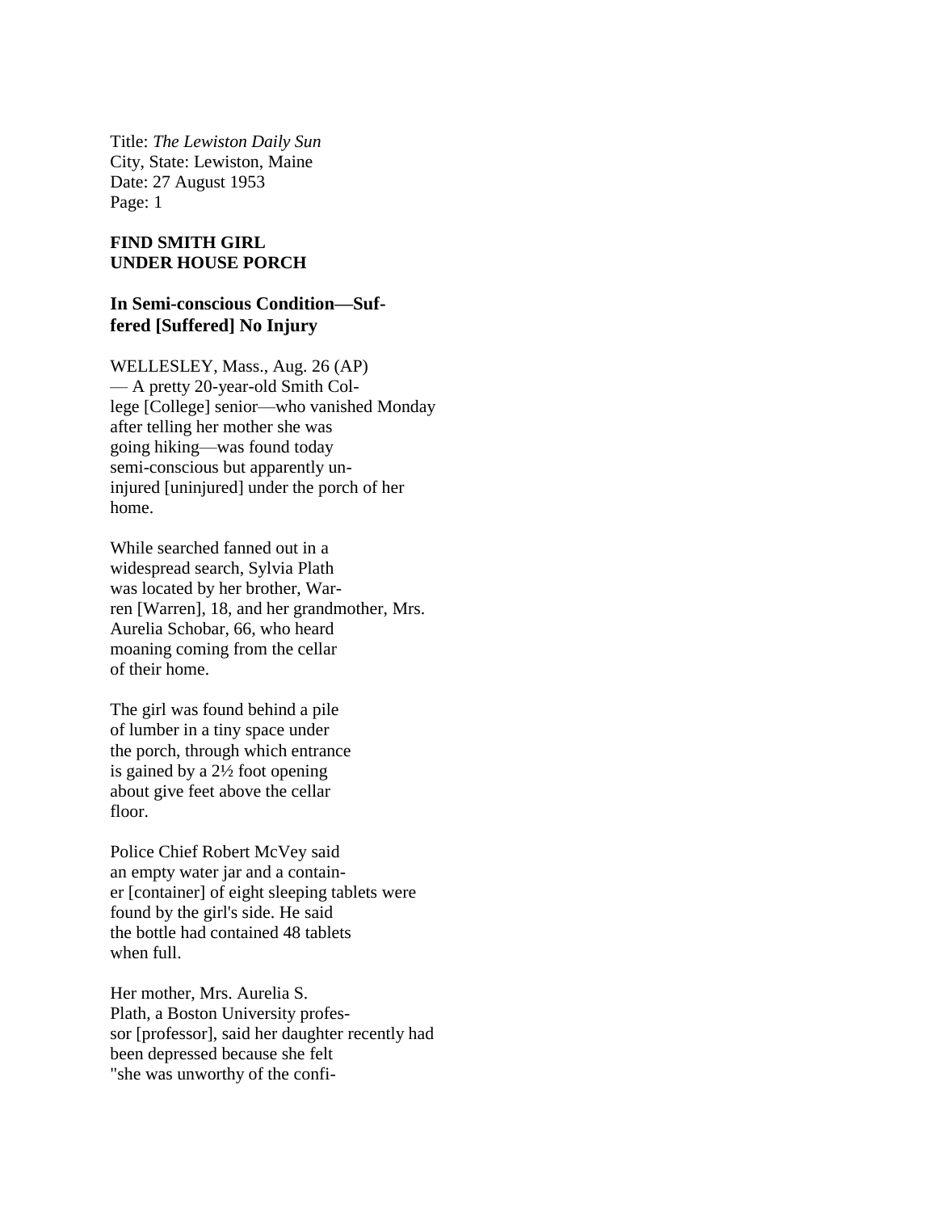Title: *The Lewiston Daily Sun*
City, State: Lewiston, Maine
Date: 27 August 1953
Page: 1

**FIND SMITH GIRL UNDER HOUSE PORCH**

**In Semi-conscious Condition—Suf-fered [Suffered] No Injury**

WELLESLEY, Mass., Aug. 26 (AP) — A pretty 20-year-old Smith Col-lege [College] senior—who vanished Monday after telling her mother she was going hiking—was found today semi-conscious but apparently un-injured [uninjured] under the porch of her home.

While searched fanned out in a widespread search, Sylvia Plath was located by her brother, War-ren [Warren], 18, and her grandmother, Mrs. Aurelia Schobar, 66, who heard moaning coming from the cellar of their home.

The girl was found behind a pile of lumber in a tiny space under the porch, through which entrance is gained by a 2½ foot opening about give feet above the cellar floor.

Police Chief Robert McVey said an empty water jar and a contain-er [container] of eight sleeping tablets were found by the girl's side. He said the bottle had contained 48 tablets when full.

Her mother, Mrs. Aurelia S. Plath, a Boston University profes-sor [professor], said her daughter recently had been depressed because she felt "she was unworthy of the confi-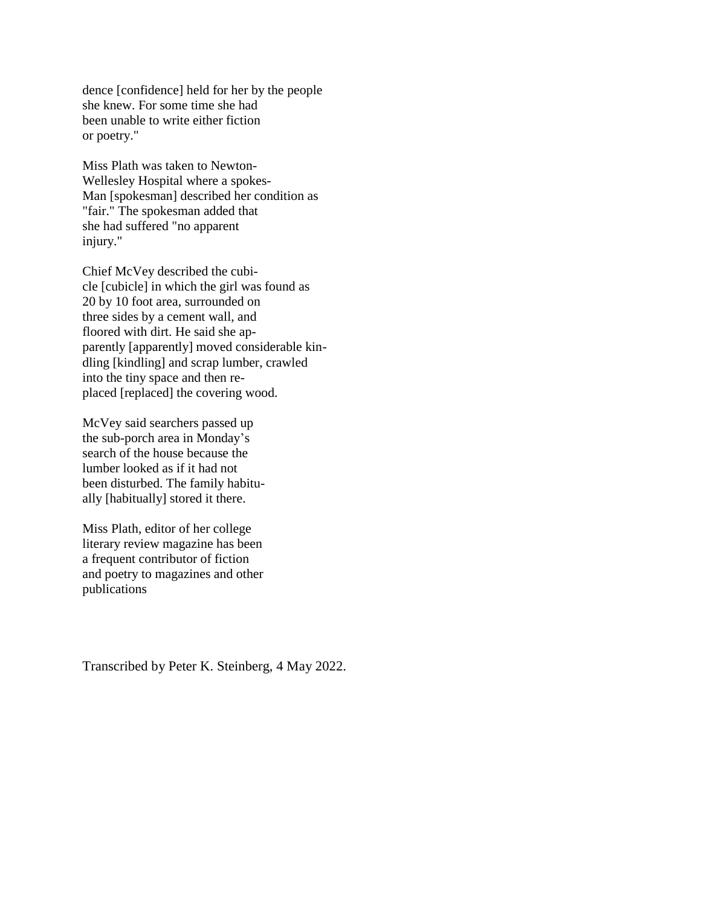dence [confidence] held for her by the people
she knew. For some time she had
been unable to write either fiction
or poetry."

Miss Plath was taken to Newton-
Wellesley Hospital where a spokes-
Man [spokesman] described her condition as
"fair." The spokesman added that
she had suffered "no apparent
injury."

Chief McVey described the cubi-
cle [cubicle] in which the girl was found as
20 by 10 foot area, surrounded on
three sides by a cement wall, and
floored with dirt. He said she ap-
parently [apparently] moved considerable kin-
dling [kindling] and scrap lumber, crawled
into the tiny space and then re-
placed [replaced] the covering wood.

McVey said searchers passed up
the sub-porch area in Monday's
search of the house because the
lumber looked as if it had not
been disturbed. The family habitu-
ally [habitually] stored it there.

Miss Plath, editor of her college
literary review magazine has been
a frequent contributor of fiction
and poetry to magazines and other
publications

Transcribed by Peter K. Steinberg, 4 May 2022.